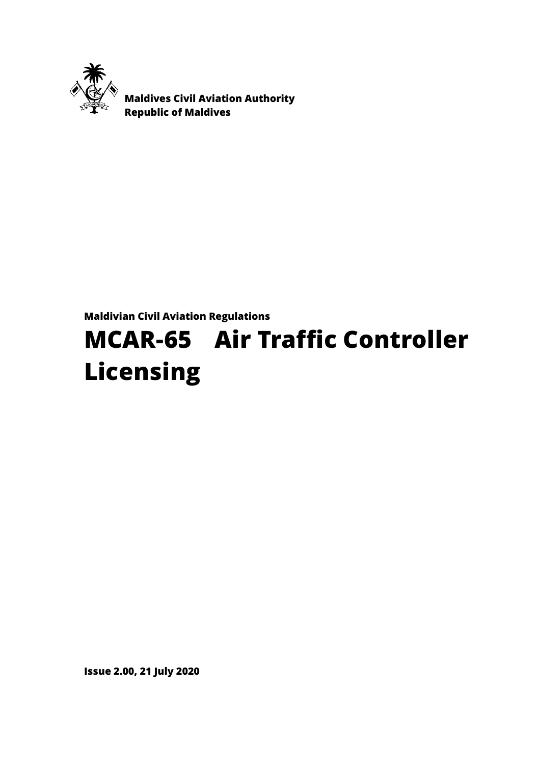**Maldives Civil Aviation Authority**
**Republic of Maldives**

**Maldivian Civil Aviation Regulations**

# MCAR-65 Air Traffic Controller Licensing

**Issue 2.00, 21 July 2020**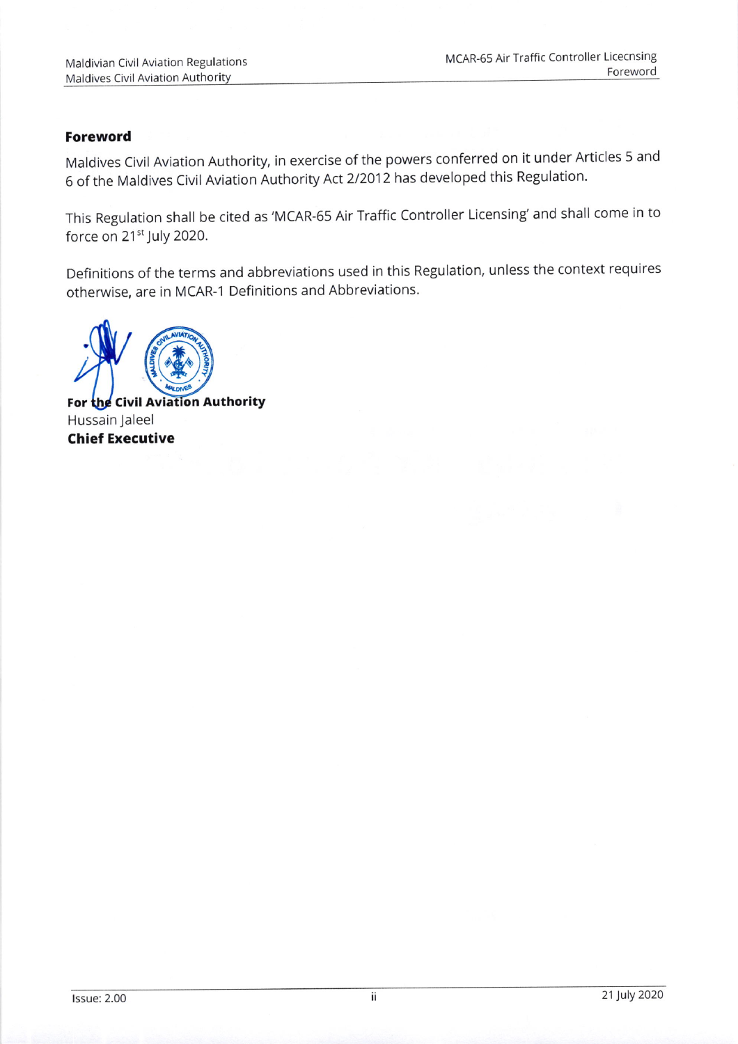## Foreword

Maldives Civil Aviation Authority, in exercise of the powers conferred on it under Articles 5 and 6 of the Maldives Civil Aviation Authority Act 2/2012 has developed this Regulation.

This Regulation shall be cited as 'MCAR-65 Air Traffic Controller Licensing' and shall come in to force on 21st July 2020.

Definitions of the terms and abbreviations used in this Regulation, unless the context requires otherwise, are in MCAR-1 Definitions and Abbreviations.

**For the Civil Aviation Authority**
Hussain Jaleel
**Chief Executive**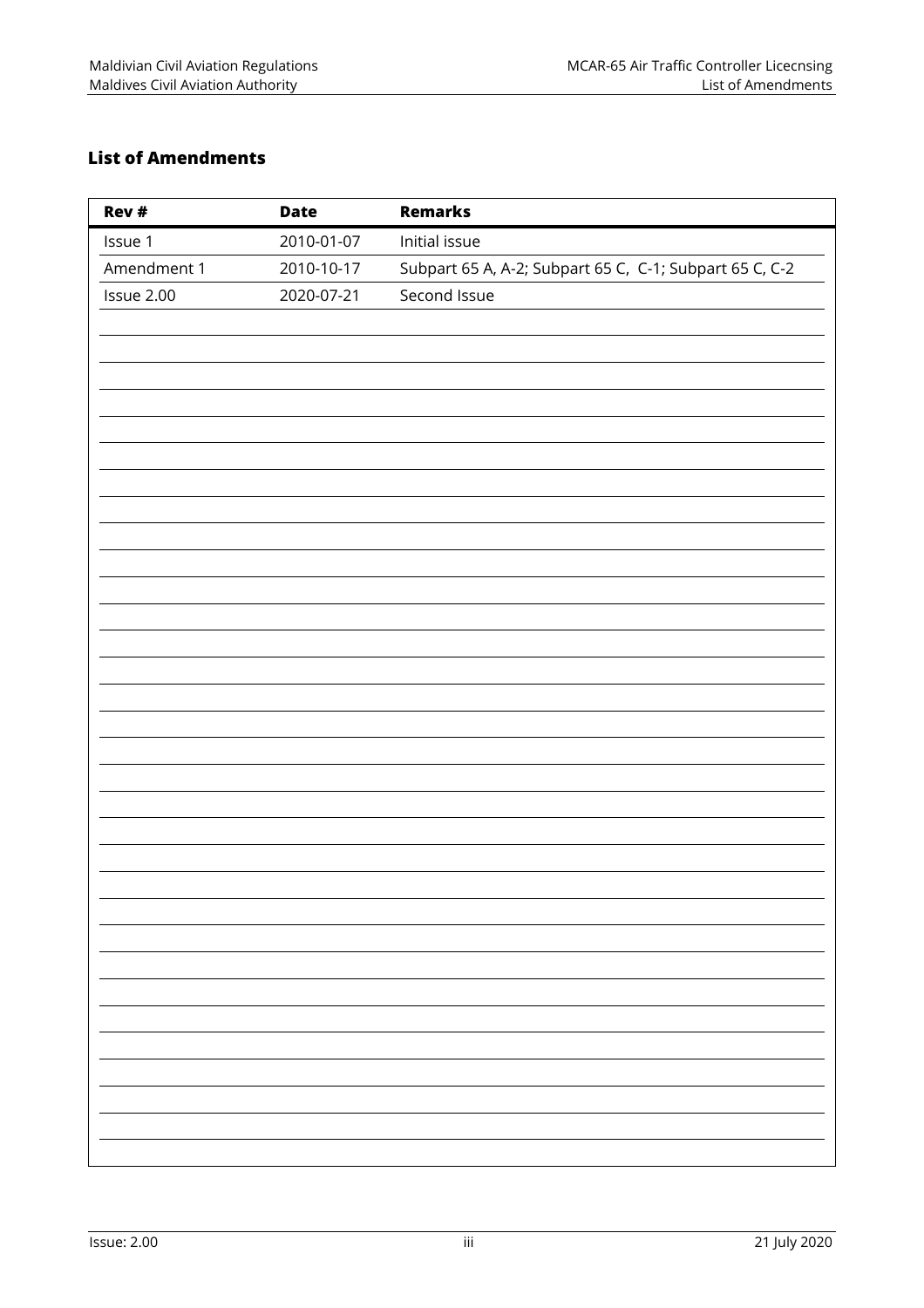## List of Amendments

| Rev # | Date | Remarks |
|---|---|---|
| Issue 1 | 2010-01-07 | Initial issue |
| Amendment 1 | 2010-10-17 | Subpart 65 A, A-2; Subpart 65 C, C-1; Subpart 65 C, C-2 |
| Issue 2.00 | 2020-07-21 | Second Issue |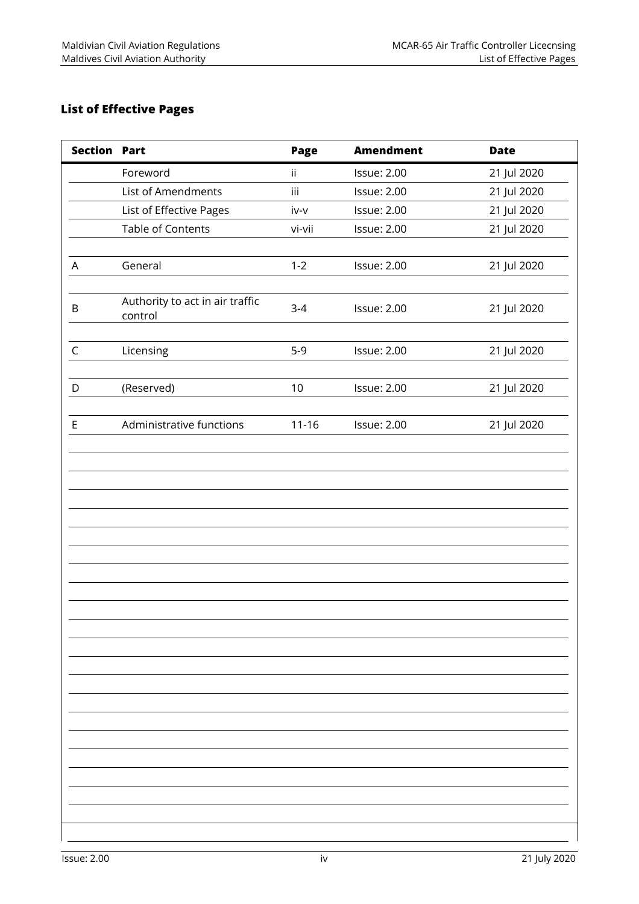## List of Effective Pages

| Section | Part | Page | Amendment | Date |
|---|---|---|---|---|
| | Foreword | ii | Issue: 2.00 | 21 Jul 2020 |
| | List of Amendments | iii | Issue: 2.00 | 21 Jul 2020 |
| | List of Effective Pages | iv-v | Issue: 2.00 | 21 Jul 2020 |
| | Table of Contents | vi-vii | Issue: 2.00 | 21 Jul 2020 |
| | | | | |
| A | General | 1-2 | Issue: 2.00 | 21 Jul 2020 |
| | | | | |
| B | Authority to act in air traffic control | 3-4 | Issue: 2.00 | 21 Jul 2020 |
| | | | | |
| C | Licensing | 5-9 | Issue: 2.00 | 21 Jul 2020 |
| | | | | |
| D | (Reserved) | 10 | Issue: 2.00 | 21 Jul 2020 |
| | | | | |
| E | Administrative functions | 11-16 | Issue: 2.00 | 21 Jul 2020 |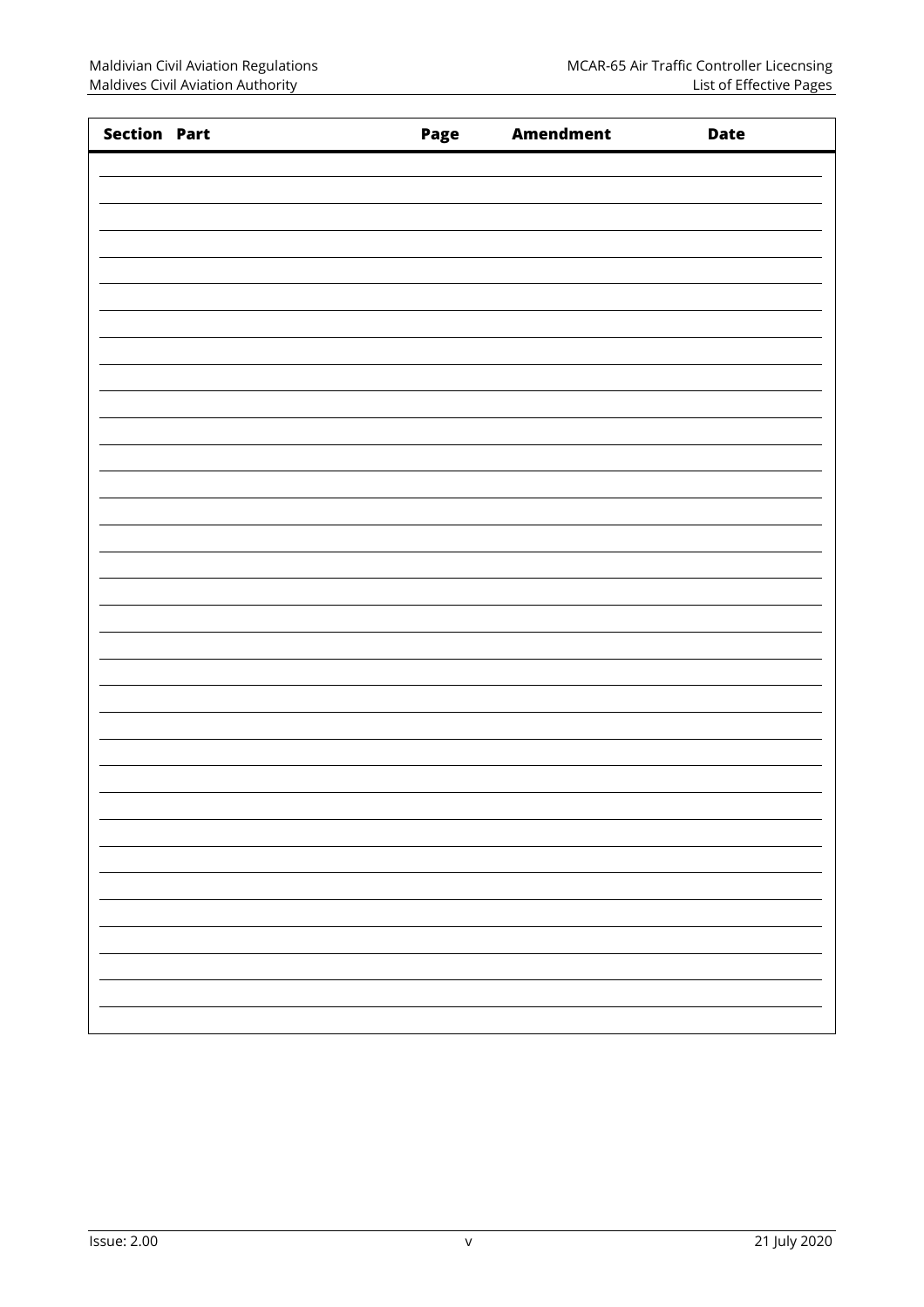| Section | Part | Page | Amendment | Date |
|---|---|---|---|---|
| | | | | |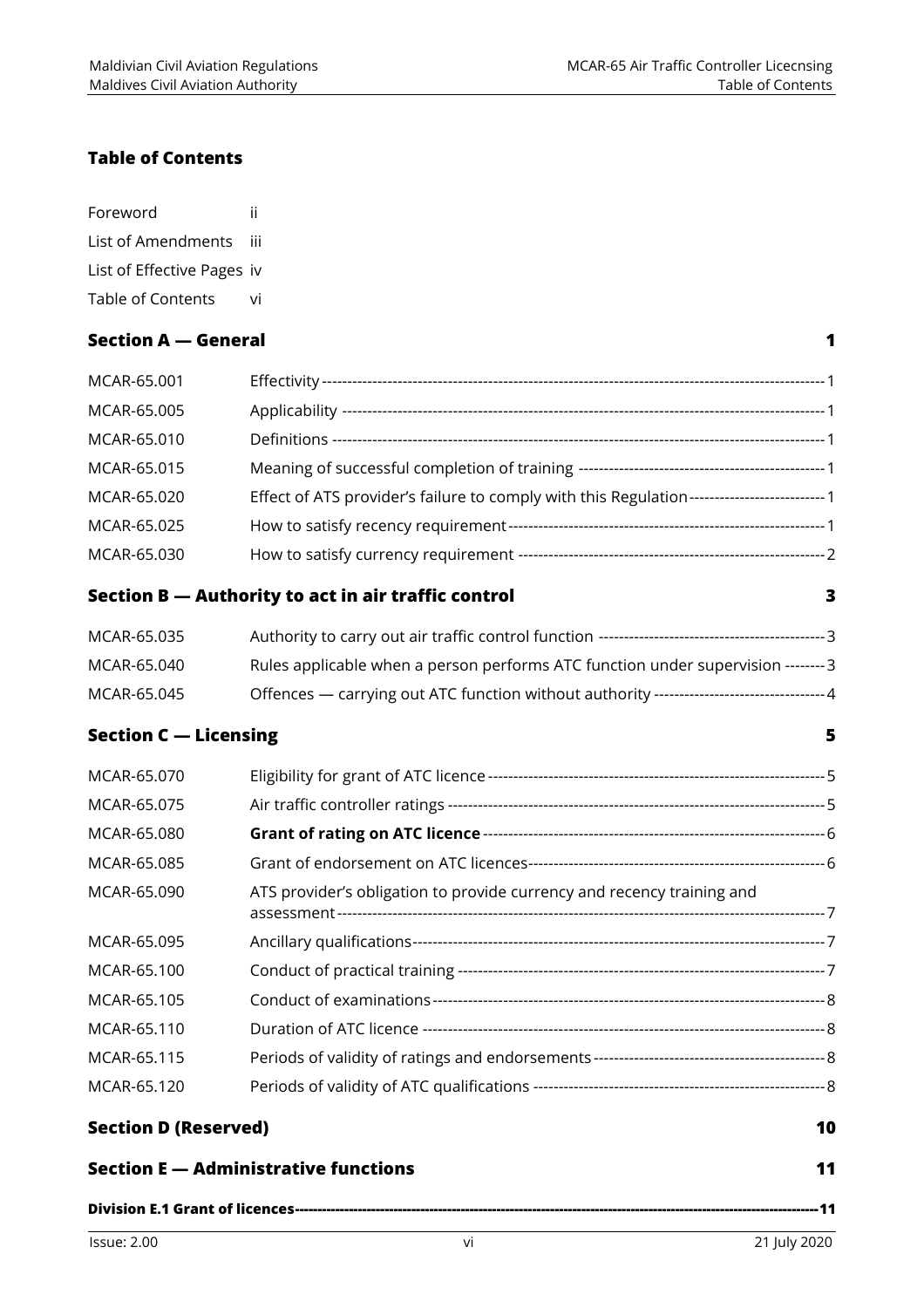## Table of Contents

| | |
|---|---|
| Foreword | ii |
| List of Amendments | iii |
| List of Effective Pages | iv |
| Table of Contents | vi |

### Section A — General 1

| | | |
|---|---|---|
| MCAR-65.001 | Effectivity | 1 |
| MCAR-65.005 | Applicability | 1 |
| MCAR-65.010 | Definitions | 1 |
| MCAR-65.015 | Meaning of successful completion of training | 1 |
| MCAR-65.020 | Effect of ATS provider's failure to comply with this Regulation | 1 |
| MCAR-65.025 | How to satisfy recency requirement | 1 |
| MCAR-65.030 | How to satisfy currency requirement | 2 |

### Section B — Authority to act in air traffic control 3

| | | |
|---|---|---|
| MCAR-65.035 | Authority to carry out air traffic control function | 3 |
| MCAR-65.040 | Rules applicable when a person performs ATC function under supervision | 3 |
| MCAR-65.045 | Offences — carrying out ATC function without authority | 4 |

### Section C — Licensing 5

| | | |
|---|---|---|
| MCAR-65.070 | Eligibility for grant of ATC licence | 5 |
| MCAR-65.075 | Air traffic controller ratings | 5 |
| MCAR-65.080 | **Grant of rating on ATC licence** | 6 |
| MCAR-65.085 | Grant of endorsement on ATC licences | 6 |
| MCAR-65.090 | ATS provider's obligation to provide currency and recency training and assessment | 7 |
| MCAR-65.095 | Ancillary qualifications | 7 |
| MCAR-65.100 | Conduct of practical training | 7 |
| MCAR-65.105 | Conduct of examinations | 8 |
| MCAR-65.110 | Duration of ATC licence | 8 |
| MCAR-65.115 | Periods of validity of ratings and endorsements | 8 |
| MCAR-65.120 | Periods of validity of ATC qualifications | 8 |

### Section D (Reserved) 10

### Section E — Administrative functions 11

**Division E.1 Grant of licences 11**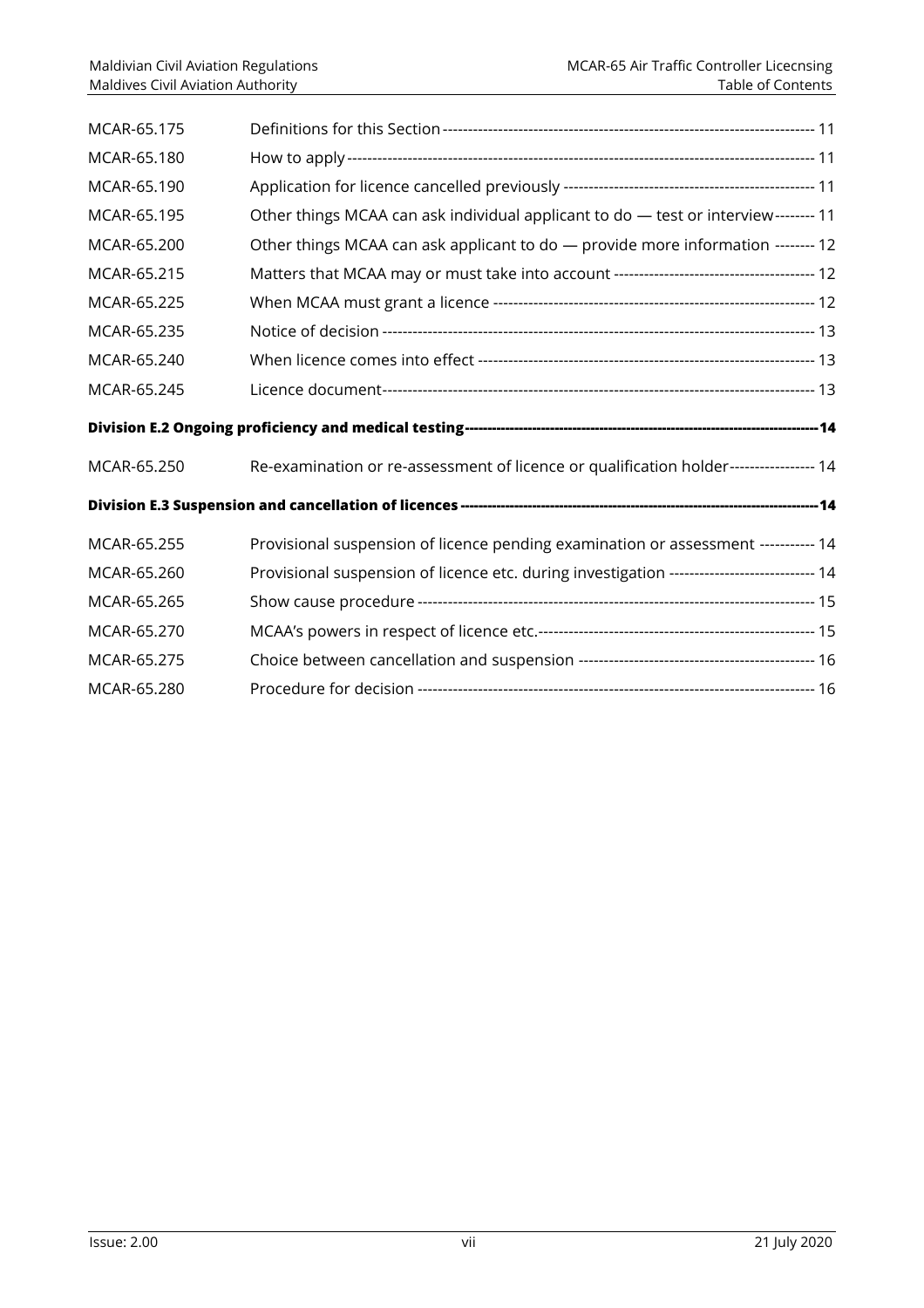| | | |
|---|---|---|
| MCAR-65.175 | Definitions for this Section | 11 |
| MCAR-65.180 | How to apply | 11 |
| MCAR-65.190 | Application for licence cancelled previously | 11 |
| MCAR-65.195 | Other things MCAA can ask individual applicant to do — test or interview | 11 |
| MCAR-65.200 | Other things MCAA can ask applicant to do — provide more information | 12 |
| MCAR-65.215 | Matters that MCAA may or must take into account | 12 |
| MCAR-65.225 | When MCAA must grant a licence | 12 |
| MCAR-65.235 | Notice of decision | 13 |
| MCAR-65.240 | When licence comes into effect | 13 |
| MCAR-65.245 | Licence document | 13 |

**Division E.2 Ongoing proficiency and medical testing -------- 14**

| | | |
|---|---|---|
| MCAR-65.250 | Re-examination or re-assessment of licence or qualification holder | 14 |

**Division E.3 Suspension and cancellation of licences -------- 14**

| | | |
|---|---|---|
| MCAR-65.255 | Provisional suspension of licence pending examination or assessment | 14 |
| MCAR-65.260 | Provisional suspension of licence etc. during investigation | 14 |
| MCAR-65.265 | Show cause procedure | 15 |
| MCAR-65.270 | MCAA's powers in respect of licence etc. | 15 |
| MCAR-65.275 | Choice between cancellation and suspension | 16 |
| MCAR-65.280 | Procedure for decision | 16 |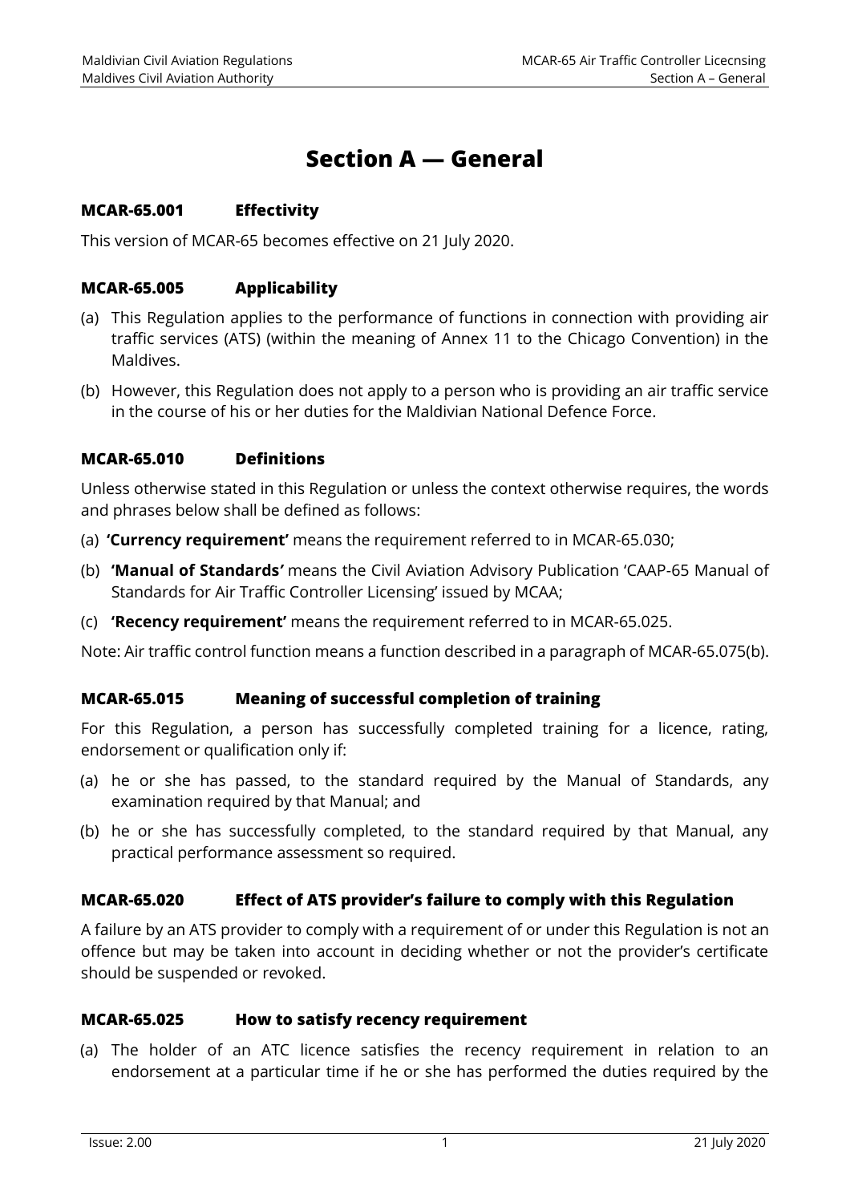# Section A — General

### MCAR-65.001 Effectivity

This version of MCAR-65 becomes effective on 21 July 2020.

### MCAR-65.005 Applicability

(a) This Regulation applies to the performance of functions in connection with providing air traffic services (ATS) (within the meaning of Annex 11 to the Chicago Convention) in the Maldives.

(b) However, this Regulation does not apply to a person who is providing an air traffic service in the course of his or her duties for the Maldivian National Defence Force.

### MCAR-65.010 Definitions

Unless otherwise stated in this Regulation or unless the context otherwise requires, the words and phrases below shall be defined as follows:

(a) **'Currency requirement'** means the requirement referred to in MCAR-65.030;

(b) **'Manual of Standards'** means the Civil Aviation Advisory Publication 'CAAP-65 Manual of Standards for Air Traffic Controller Licensing' issued by MCAA;

(c) **'Recency requirement'** means the requirement referred to in MCAR-65.025.

Note: Air traffic control function means a function described in a paragraph of MCAR-65.075(b).

### MCAR-65.015 Meaning of successful completion of training

For this Regulation, a person has successfully completed training for a licence, rating, endorsement or qualification only if:

(a) he or she has passed, to the standard required by the Manual of Standards, any examination required by that Manual; and

(b) he or she has successfully completed, to the standard required by that Manual, any practical performance assessment so required.

### MCAR-65.020 Effect of ATS provider's failure to comply with this Regulation

A failure by an ATS provider to comply with a requirement of or under this Regulation is not an offence but may be taken into account in deciding whether or not the provider's certificate should be suspended or revoked.

### MCAR-65.025 How to satisfy recency requirement

(a) The holder of an ATC licence satisfies the recency requirement in relation to an endorsement at a particular time if he or she has performed the duties required by the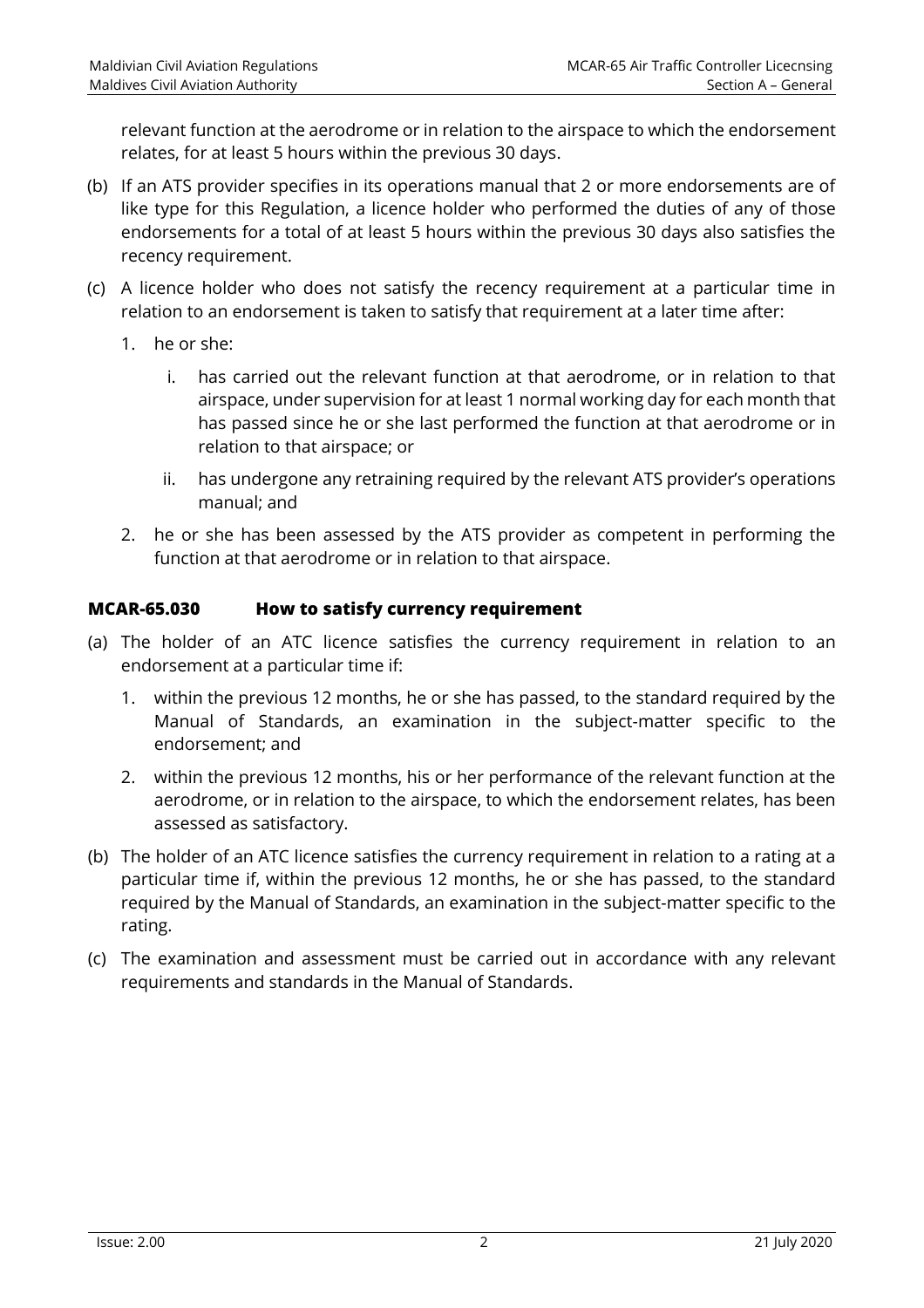relevant function at the aerodrome or in relation to the airspace to which the endorsement relates, for at least 5 hours within the previous 30 days.

(b) If an ATS provider specifies in its operations manual that 2 or more endorsements are of like type for this Regulation, a licence holder who performed the duties of any of those endorsements for a total of at least 5 hours within the previous 30 days also satisfies the recency requirement.

(c) A licence holder who does not satisfy the recency requirement at a particular time in relation to an endorsement is taken to satisfy that requirement at a later time after:

   1. he or she:

      i. has carried out the relevant function at that aerodrome, or in relation to that airspace, under supervision for at least 1 normal working day for each month that has passed since he or she last performed the function at that aerodrome or in relation to that airspace; or

      ii. has undergone any retraining required by the relevant ATS provider's operations manual; and

   2. he or she has been assessed by the ATS provider as competent in performing the function at that aerodrome or in relation to that airspace.

### MCAR-65.030 How to satisfy currency requirement

(a) The holder of an ATC licence satisfies the currency requirement in relation to an endorsement at a particular time if:

   1. within the previous 12 months, he or she has passed, to the standard required by the Manual of Standards, an examination in the subject-matter specific to the endorsement; and

   2. within the previous 12 months, his or her performance of the relevant function at the aerodrome, or in relation to the airspace, to which the endorsement relates, has been assessed as satisfactory.

(b) The holder of an ATC licence satisfies the currency requirement in relation to a rating at a particular time if, within the previous 12 months, he or she has passed, to the standard required by the Manual of Standards, an examination in the subject-matter specific to the rating.

(c) The examination and assessment must be carried out in accordance with any relevant requirements and standards in the Manual of Standards.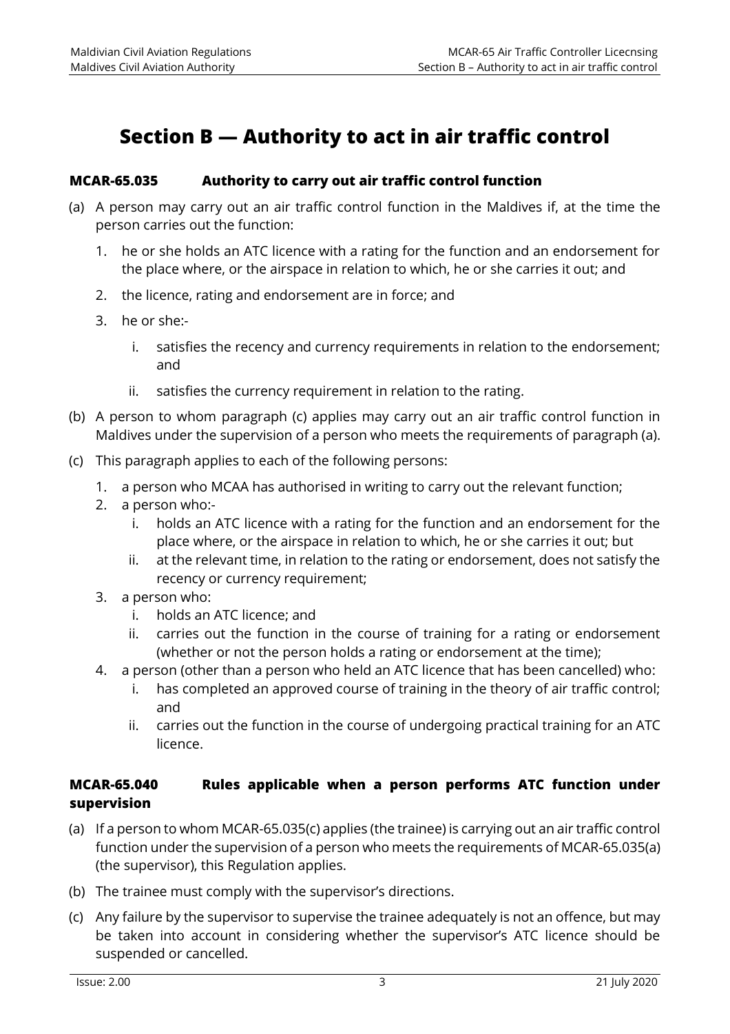# Section B — Authority to act in air traffic control

### MCAR-65.035 Authority to carry out air traffic control function

(a) A person may carry out an air traffic control function in the Maldives if, at the time the person carries out the function:

1. he or she holds an ATC licence with a rating for the function and an endorsement for the place where, or the airspace in relation to which, he or she carries it out; and
2. the licence, rating and endorsement are in force; and
3. he or she:-
    i. satisfies the recency and currency requirements in relation to the endorsement; and
    ii. satisfies the currency requirement in relation to the rating.

(b) A person to whom paragraph (c) applies may carry out an air traffic control function in Maldives under the supervision of a person who meets the requirements of paragraph (a).

(c) This paragraph applies to each of the following persons:

1. a person who MCAA has authorised in writing to carry out the relevant function;
2. a person who:-
    i. holds an ATC licence with a rating for the function and an endorsement for the place where, or the airspace in relation to which, he or she carries it out; but
    ii. at the relevant time, in relation to the rating or endorsement, does not satisfy the recency or currency requirement;
3. a person who:
    i. holds an ATC licence; and
    ii. carries out the function in the course of training for a rating or endorsement (whether or not the person holds a rating or endorsement at the time);
4. a person (other than a person who held an ATC licence that has been cancelled) who:
    i. has completed an approved course of training in the theory of air traffic control; and
    ii. carries out the function in the course of undergoing practical training for an ATC licence.

### MCAR-65.040 Rules applicable when a person performs ATC function under supervision

(a) If a person to whom MCAR-65.035(c) applies (the trainee) is carrying out an air traffic control function under the supervision of a person who meets the requirements of MCAR-65.035(a) (the supervisor), this Regulation applies.

(b) The trainee must comply with the supervisor's directions.

(c) Any failure by the supervisor to supervise the trainee adequately is not an offence, but may be taken into account in considering whether the supervisor's ATC licence should be suspended or cancelled.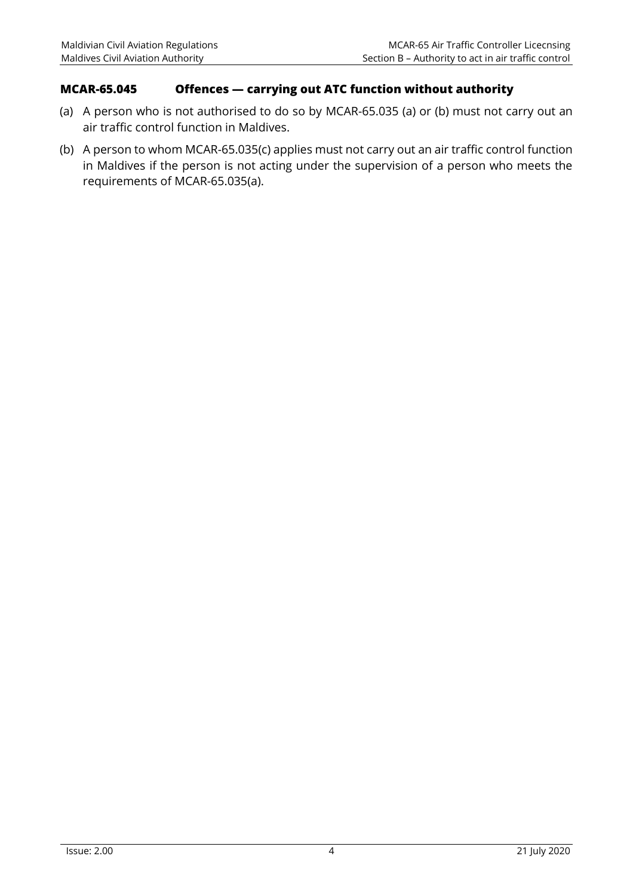### MCAR-65.045 Offences — carrying out ATC function without authority

(a) A person who is not authorised to do so by MCAR-65.035 (a) or (b) must not carry out an air traffic control function in Maldives.

(b) A person to whom MCAR-65.035(c) applies must not carry out an air traffic control function in Maldives if the person is not acting under the supervision of a person who meets the requirements of MCAR-65.035(a).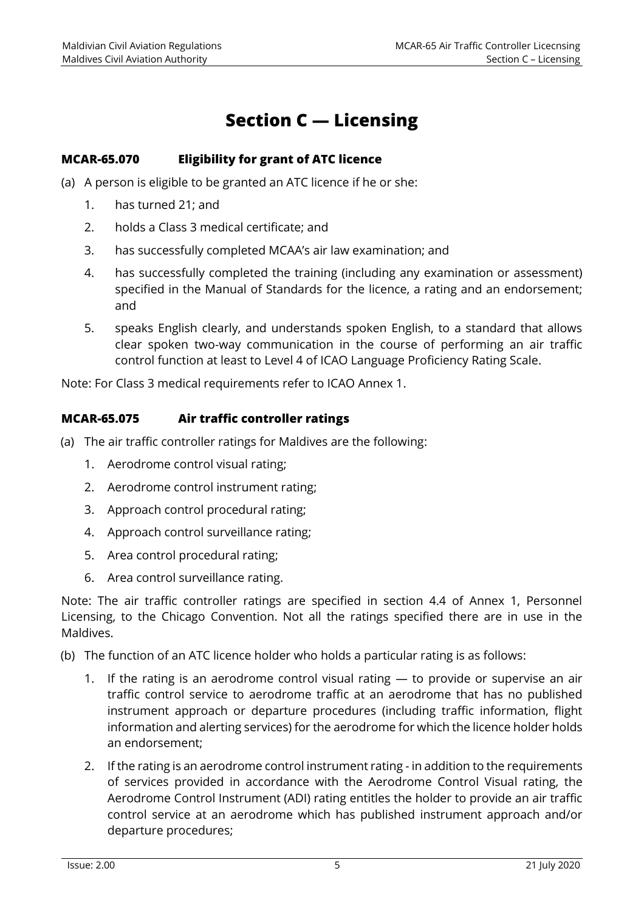# Section C — Licensing

### MCAR-65.070 Eligibility for grant of ATC licence

(a) A person is eligible to be granted an ATC licence if he or she:

1. has turned 21; and
2. holds a Class 3 medical certificate; and
3. has successfully completed MCAA's air law examination; and
4. has successfully completed the training (including any examination or assessment) specified in the Manual of Standards for the licence, a rating and an endorsement; and
5. speaks English clearly, and understands spoken English, to a standard that allows clear spoken two-way communication in the course of performing an air traffic control function at least to Level 4 of ICAO Language Proficiency Rating Scale.

Note: For Class 3 medical requirements refer to ICAO Annex 1.

### MCAR-65.075 Air traffic controller ratings

(a) The air traffic controller ratings for Maldives are the following:

1. Aerodrome control visual rating;
2. Aerodrome control instrument rating;
3. Approach control procedural rating;
4. Approach control surveillance rating;
5. Area control procedural rating;
6. Area control surveillance rating.

Note: The air traffic controller ratings are specified in section 4.4 of Annex 1, Personnel Licensing, to the Chicago Convention. Not all the ratings specified there are in use in the Maldives.

(b) The function of an ATC licence holder who holds a particular rating is as follows:

1. If the rating is an aerodrome control visual rating — to provide or supervise an air traffic control service to aerodrome traffic at an aerodrome that has no published instrument approach or departure procedures (including traffic information, flight information and alerting services) for the aerodrome for which the licence holder holds an endorsement;
2. If the rating is an aerodrome control instrument rating - in addition to the requirements of services provided in accordance with the Aerodrome Control Visual rating, the Aerodrome Control Instrument (ADI) rating entitles the holder to provide an air traffic control service at an aerodrome which has published instrument approach and/or departure procedures;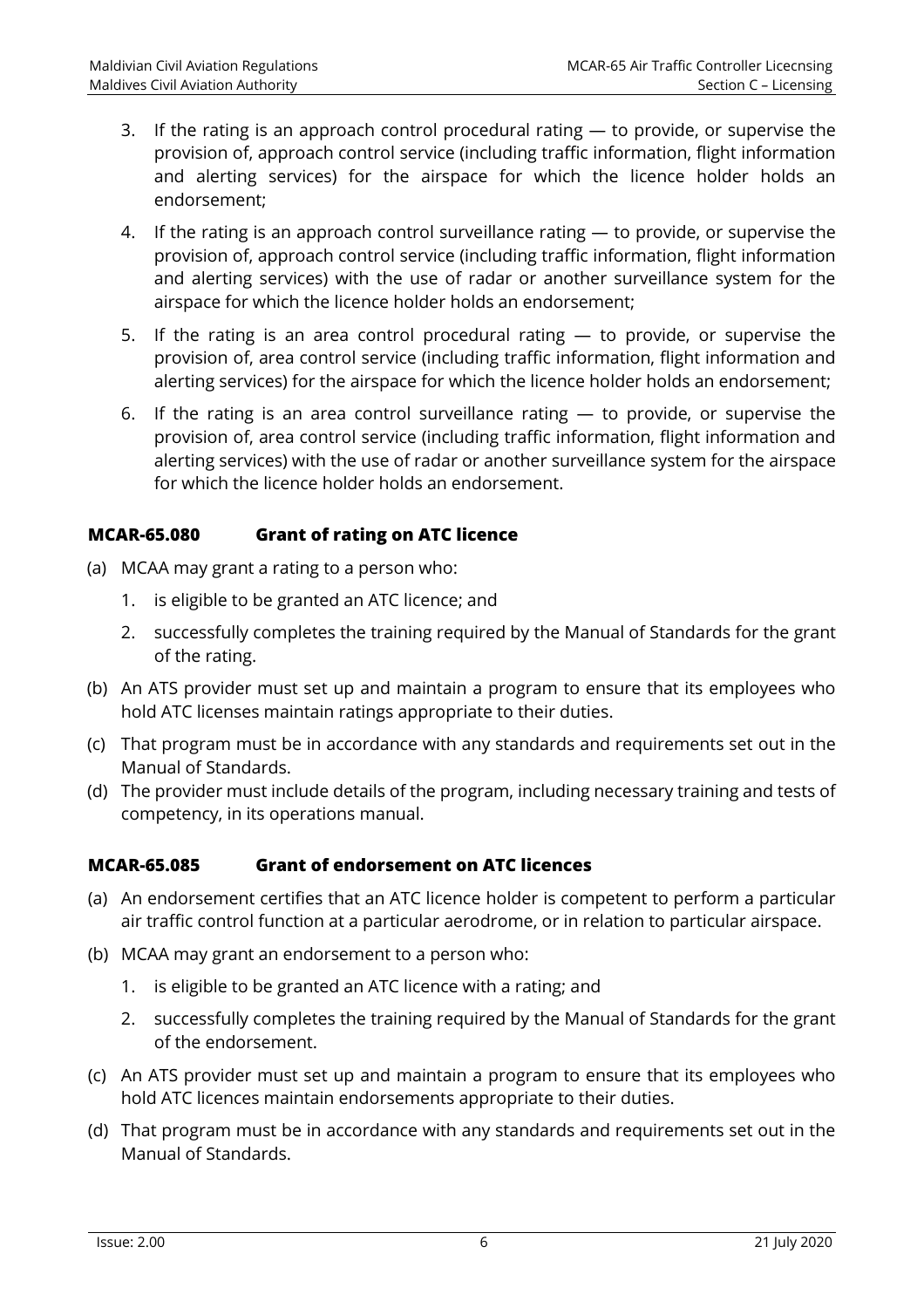3. If the rating is an approach control procedural rating — to provide, or supervise the provision of, approach control service (including traffic information, flight information and alerting services) for the airspace for which the licence holder holds an endorsement;

4. If the rating is an approach control surveillance rating — to provide, or supervise the provision of, approach control service (including traffic information, flight information and alerting services) with the use of radar or another surveillance system for the airspace for which the licence holder holds an endorsement;

5. If the rating is an area control procedural rating — to provide, or supervise the provision of, area control service (including traffic information, flight information and alerting services) for the airspace for which the licence holder holds an endorsement;

6. If the rating is an area control surveillance rating — to provide, or supervise the provision of, area control service (including traffic information, flight information and alerting services) with the use of radar or another surveillance system for the airspace for which the licence holder holds an endorsement.

### MCAR-65.080 Grant of rating on ATC licence

(a) MCAA may grant a rating to a person who:

1. is eligible to be granted an ATC licence; and
2. successfully completes the training required by the Manual of Standards for the grant of the rating.

(b) An ATS provider must set up and maintain a program to ensure that its employees who hold ATC licenses maintain ratings appropriate to their duties.

(c) That program must be in accordance with any standards and requirements set out in the Manual of Standards.

(d) The provider must include details of the program, including necessary training and tests of competency, in its operations manual.

### MCAR-65.085 Grant of endorsement on ATC licences

(a) An endorsement certifies that an ATC licence holder is competent to perform a particular air traffic control function at a particular aerodrome, or in relation to particular airspace.

(b) MCAA may grant an endorsement to a person who:

1. is eligible to be granted an ATC licence with a rating; and
2. successfully completes the training required by the Manual of Standards for the grant of the endorsement.

(c) An ATS provider must set up and maintain a program to ensure that its employees who hold ATC licences maintain endorsements appropriate to their duties.

(d) That program must be in accordance with any standards and requirements set out in the Manual of Standards.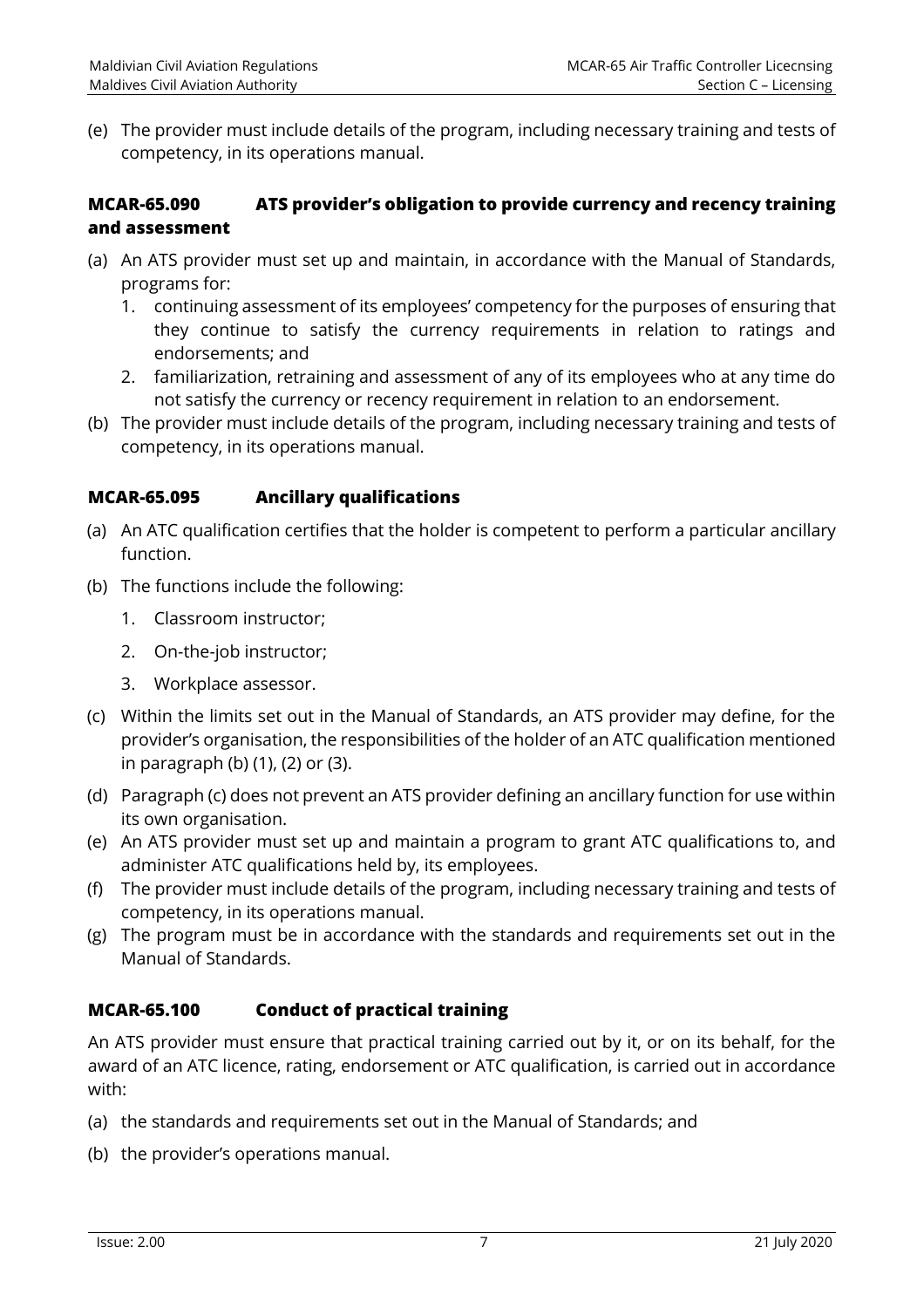(e) The provider must include details of the program, including necessary training and tests of competency, in its operations manual.

### MCAR-65.090 ATS provider's obligation to provide currency and recency training and assessment

(a) An ATS provider must set up and maintain, in accordance with the Manual of Standards, programs for:

1. continuing assessment of its employees' competency for the purposes of ensuring that they continue to satisfy the currency requirements in relation to ratings and endorsements; and
2. familiarization, retraining and assessment of any of its employees who at any time do not satisfy the currency or recency requirement in relation to an endorsement.

(b) The provider must include details of the program, including necessary training and tests of competency, in its operations manual.

### MCAR-65.095 Ancillary qualifications

(a) An ATC qualification certifies that the holder is competent to perform a particular ancillary function.

(b) The functions include the following:

1. Classroom instructor;
2. On-the-job instructor;
3. Workplace assessor.

(c) Within the limits set out in the Manual of Standards, an ATS provider may define, for the provider's organisation, the responsibilities of the holder of an ATC qualification mentioned in paragraph (b) (1), (2) or (3).

(d) Paragraph (c) does not prevent an ATS provider defining an ancillary function for use within its own organisation.

(e) An ATS provider must set up and maintain a program to grant ATC qualifications to, and administer ATC qualifications held by, its employees.

(f) The provider must include details of the program, including necessary training and tests of competency, in its operations manual.

(g) The program must be in accordance with the standards and requirements set out in the Manual of Standards.

### MCAR-65.100 Conduct of practical training

An ATS provider must ensure that practical training carried out by it, or on its behalf, for the award of an ATC licence, rating, endorsement or ATC qualification, is carried out in accordance with:

(a) the standards and requirements set out in the Manual of Standards; and

(b) the provider's operations manual.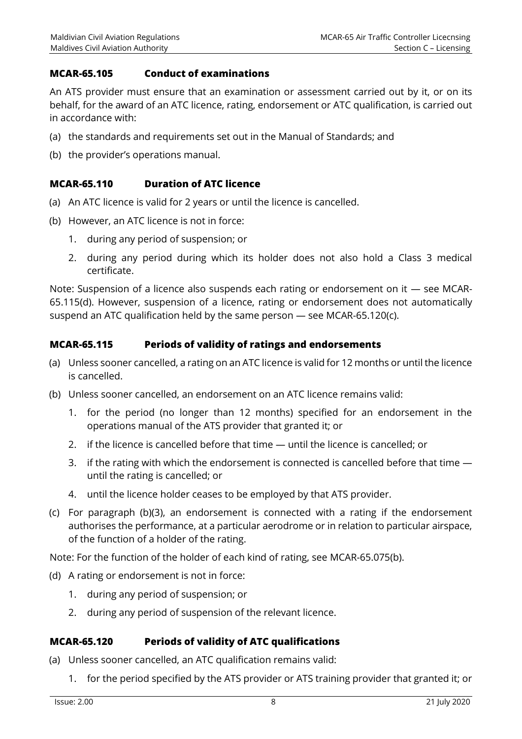### MCAR-65.105 Conduct of examinations

An ATS provider must ensure that an examination or assessment carried out by it, or on its behalf, for the award of an ATC licence, rating, endorsement or ATC qualification, is carried out in accordance with:

(a) the standards and requirements set out in the Manual of Standards; and

(b) the provider's operations manual.

### MCAR-65.110 Duration of ATC licence

(a) An ATC licence is valid for 2 years or until the licence is cancelled.

(b) However, an ATC licence is not in force:

1. during any period of suspension; or
2. during any period during which its holder does not also hold a Class 3 medical certificate.

Note: Suspension of a licence also suspends each rating or endorsement on it — see MCAR-65.115(d). However, suspension of a licence, rating or endorsement does not automatically suspend an ATC qualification held by the same person — see MCAR-65.120(c).

### MCAR-65.115 Periods of validity of ratings and endorsements

(a) Unless sooner cancelled, a rating on an ATC licence is valid for 12 months or until the licence is cancelled.

(b) Unless sooner cancelled, an endorsement on an ATC licence remains valid:

1. for the period (no longer than 12 months) specified for an endorsement in the operations manual of the ATS provider that granted it; or
2. if the licence is cancelled before that time — until the licence is cancelled; or
3. if the rating with which the endorsement is connected is cancelled before that time — until the rating is cancelled; or
4. until the licence holder ceases to be employed by that ATS provider.

(c) For paragraph (b)(3), an endorsement is connected with a rating if the endorsement authorises the performance, at a particular aerodrome or in relation to particular airspace, of the function of a holder of the rating.

Note: For the function of the holder of each kind of rating, see MCAR-65.075(b).

(d) A rating or endorsement is not in force:

1. during any period of suspension; or
2. during any period of suspension of the relevant licence.

### MCAR-65.120 Periods of validity of ATC qualifications

(a) Unless sooner cancelled, an ATC qualification remains valid:

1. for the period specified by the ATS provider or ATS training provider that granted it; or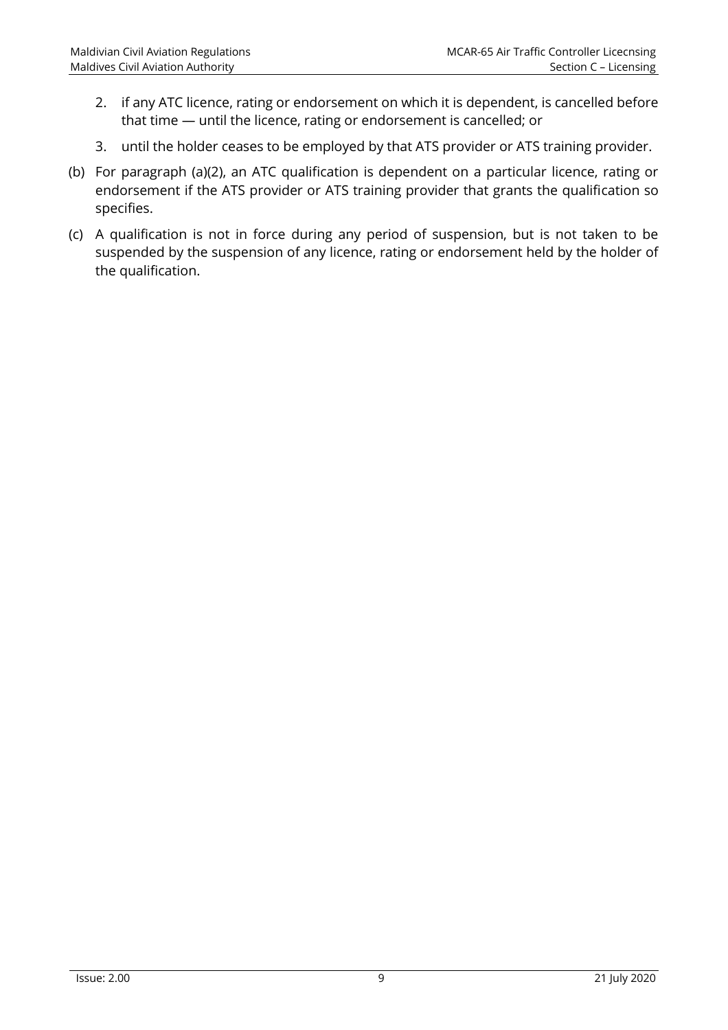2. if any ATC licence, rating or endorsement on which it is dependent, is cancelled before that time — until the licence, rating or endorsement is cancelled; or

3. until the holder ceases to be employed by that ATS provider or ATS training provider.

(b) For paragraph (a)(2), an ATC qualification is dependent on a particular licence, rating or endorsement if the ATS provider or ATS training provider that grants the qualification so specifies.

(c) A qualification is not in force during any period of suspension, but is not taken to be suspended by the suspension of any licence, rating or endorsement held by the holder of the qualification.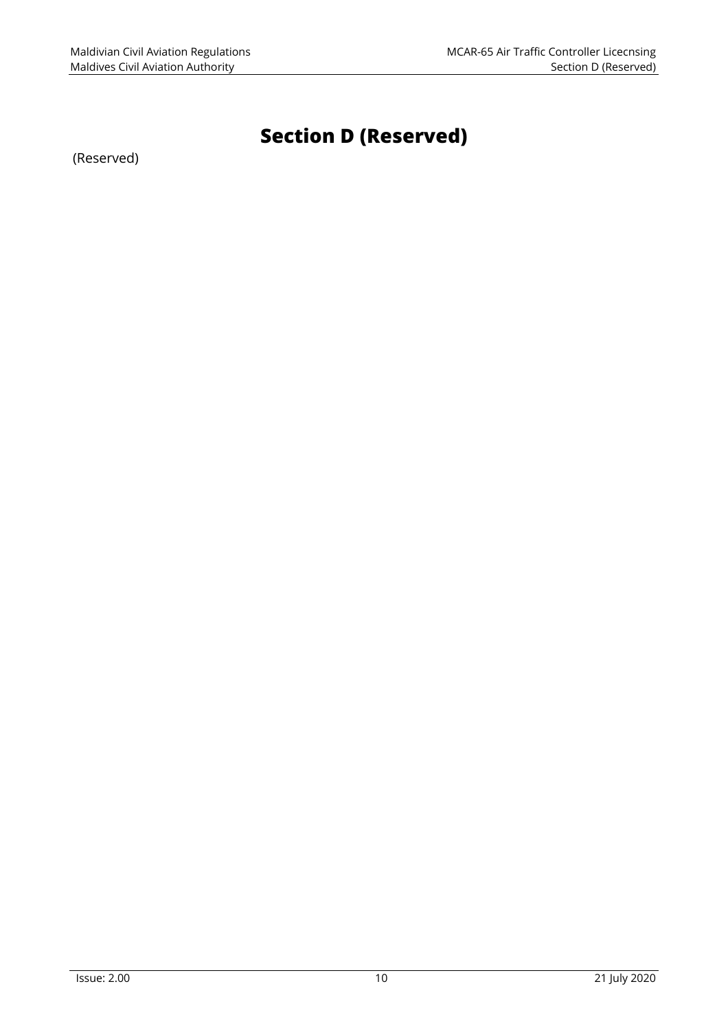# Section D (Reserved)

(Reserved)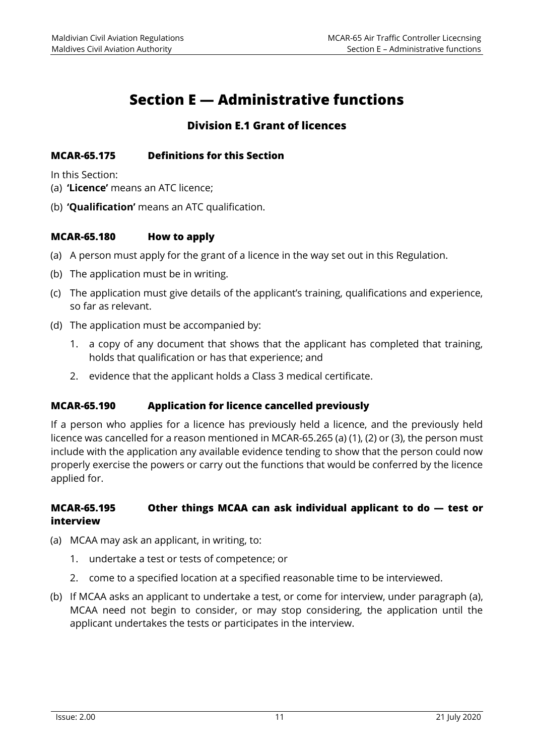# Section E — Administrative functions

## Division E.1 Grant of licences

### MCAR-65.175 Definitions for this Section

In this Section:

(a) **'Licence'** means an ATC licence;

(b) **'Qualification'** means an ATC qualification.

### MCAR-65.180 How to apply

(a) A person must apply for the grant of a licence in the way set out in this Regulation.

(b) The application must be in writing.

(c) The application must give details of the applicant's training, qualifications and experience, so far as relevant.

(d) The application must be accompanied by:

1. a copy of any document that shows that the applicant has completed that training, holds that qualification or has that experience; and
2. evidence that the applicant holds a Class 3 medical certificate.

### MCAR-65.190 Application for licence cancelled previously

If a person who applies for a licence has previously held a licence, and the previously held licence was cancelled for a reason mentioned in MCAR-65.265 (a) (1), (2) or (3), the person must include with the application any available evidence tending to show that the person could now properly exercise the powers or carry out the functions that would be conferred by the licence applied for.

### MCAR-65.195 Other things MCAA can ask individual applicant to do — test or interview

(a) MCAA may ask an applicant, in writing, to:

1. undertake a test or tests of competence; or
2. come to a specified location at a specified reasonable time to be interviewed.

(b) If MCAA asks an applicant to undertake a test, or come for interview, under paragraph (a), MCAA need not begin to consider, or may stop considering, the application until the applicant undertakes the tests or participates in the interview.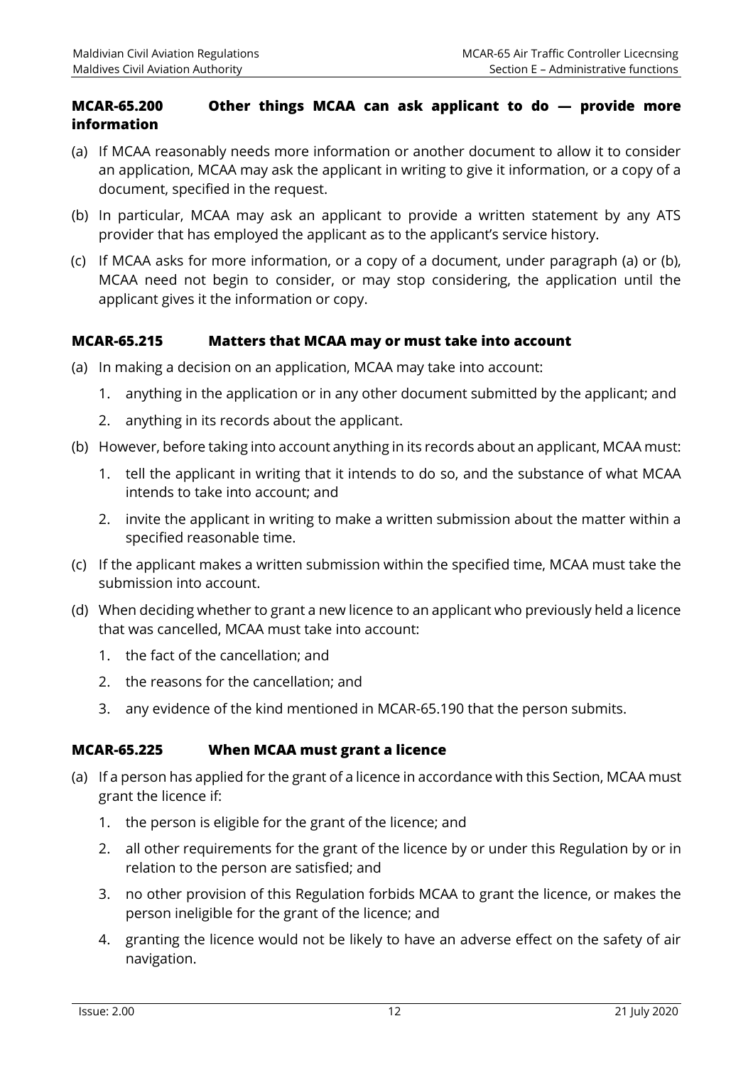### MCAR-65.200 Other things MCAA can ask applicant to do — provide more information

(a) If MCAA reasonably needs more information or another document to allow it to consider an application, MCAA may ask the applicant in writing to give it information, or a copy of a document, specified in the request.

(b) In particular, MCAA may ask an applicant to provide a written statement by any ATS provider that has employed the applicant as to the applicant's service history.

(c) If MCAA asks for more information, or a copy of a document, under paragraph (a) or (b), MCAA need not begin to consider, or may stop considering, the application until the applicant gives it the information or copy.

### MCAR-65.215 Matters that MCAA may or must take into account

(a) In making a decision on an application, MCAA may take into account:

1. anything in the application or in any other document submitted by the applicant; and
2. anything in its records about the applicant.

(b) However, before taking into account anything in its records about an applicant, MCAA must:

1. tell the applicant in writing that it intends to do so, and the substance of what MCAA intends to take into account; and
2. invite the applicant in writing to make a written submission about the matter within a specified reasonable time.

(c) If the applicant makes a written submission within the specified time, MCAA must take the submission into account.

(d) When deciding whether to grant a new licence to an applicant who previously held a licence that was cancelled, MCAA must take into account:

1. the fact of the cancellation; and
2. the reasons for the cancellation; and
3. any evidence of the kind mentioned in MCAR-65.190 that the person submits.

### MCAR-65.225 When MCAA must grant a licence

(a) If a person has applied for the grant of a licence in accordance with this Section, MCAA must grant the licence if:

1. the person is eligible for the grant of the licence; and
2. all other requirements for the grant of the licence by or under this Regulation by or in relation to the person are satisfied; and
3. no other provision of this Regulation forbids MCAA to grant the licence, or makes the person ineligible for the grant of the licence; and
4. granting the licence would not be likely to have an adverse effect on the safety of air navigation.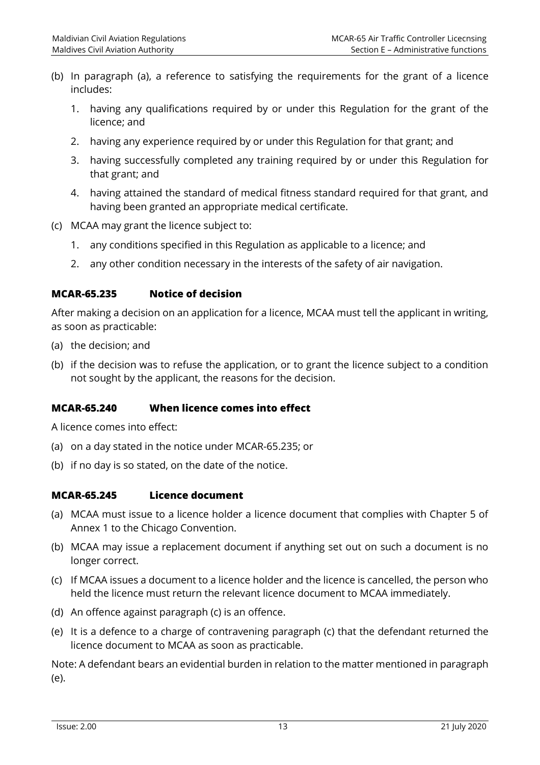(b) In paragraph (a), a reference to satisfying the requirements for the grant of a licence includes:

1. having any qualifications required by or under this Regulation for the grant of the licence; and
2. having any experience required by or under this Regulation for that grant; and
3. having successfully completed any training required by or under this Regulation for that grant; and
4. having attained the standard of medical fitness standard required for that grant, and having been granted an appropriate medical certificate.

(c) MCAA may grant the licence subject to:

1. any conditions specified in this Regulation as applicable to a licence; and
2. any other condition necessary in the interests of the safety of air navigation.

### MCAR-65.235 Notice of decision

After making a decision on an application for a licence, MCAA must tell the applicant in writing, as soon as practicable:

(a) the decision; and

(b) if the decision was to refuse the application, or to grant the licence subject to a condition not sought by the applicant, the reasons for the decision.

### MCAR-65.240 When licence comes into effect

A licence comes into effect:

(a) on a day stated in the notice under MCAR-65.235; or

(b) if no day is so stated, on the date of the notice.

### MCAR-65.245 Licence document

(a) MCAA must issue to a licence holder a licence document that complies with Chapter 5 of Annex 1 to the Chicago Convention.

(b) MCAA may issue a replacement document if anything set out on such a document is no longer correct.

(c) If MCAA issues a document to a licence holder and the licence is cancelled, the person who held the licence must return the relevant licence document to MCAA immediately.

(d) An offence against paragraph (c) is an offence.

(e) It is a defence to a charge of contravening paragraph (c) that the defendant returned the licence document to MCAA as soon as practicable.

Note: A defendant bears an evidential burden in relation to the matter mentioned in paragraph (e).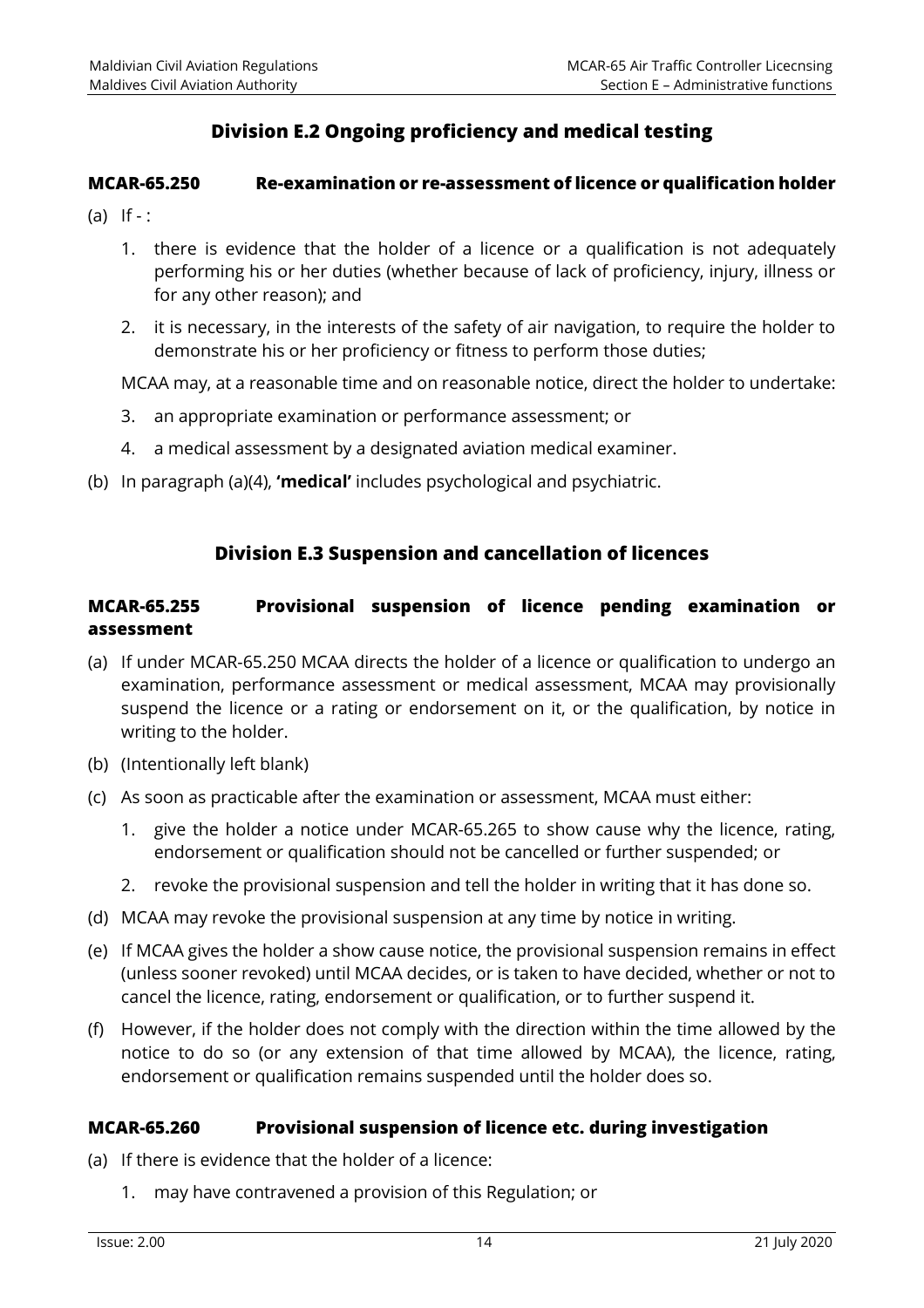## Division E.2 Ongoing proficiency and medical testing

### MCAR-65.250 Re-examination or re-assessment of licence or qualification holder

(a) If - :

1. there is evidence that the holder of a licence or a qualification is not adequately performing his or her duties (whether because of lack of proficiency, injury, illness or for any other reason); and
2. it is necessary, in the interests of the safety of air navigation, to require the holder to demonstrate his or her proficiency or fitness to perform those duties;

MCAA may, at a reasonable time and on reasonable notice, direct the holder to undertake:

3. an appropriate examination or performance assessment; or
4. a medical assessment by a designated aviation medical examiner.

(b) In paragraph (a)(4), **'medical'** includes psychological and psychiatric.

## Division E.3 Suspension and cancellation of licences

### MCAR-65.255 Provisional suspension of licence pending examination or assessment

(a) If under MCAR-65.250 MCAA directs the holder of a licence or qualification to undergo an examination, performance assessment or medical assessment, MCAA may provisionally suspend the licence or a rating or endorsement on it, or the qualification, by notice in writing to the holder.

(b) (Intentionally left blank)

(c) As soon as practicable after the examination or assessment, MCAA must either:

1. give the holder a notice under MCAR-65.265 to show cause why the licence, rating, endorsement or qualification should not be cancelled or further suspended; or
2. revoke the provisional suspension and tell the holder in writing that it has done so.

(d) MCAA may revoke the provisional suspension at any time by notice in writing.

(e) If MCAA gives the holder a show cause notice, the provisional suspension remains in effect (unless sooner revoked) until MCAA decides, or is taken to have decided, whether or not to cancel the licence, rating, endorsement or qualification, or to further suspend it.

(f) However, if the holder does not comply with the direction within the time allowed by the notice to do so (or any extension of that time allowed by MCAA), the licence, rating, endorsement or qualification remains suspended until the holder does so.

### MCAR-65.260 Provisional suspension of licence etc. during investigation

(a) If there is evidence that the holder of a licence:

1. may have contravened a provision of this Regulation; or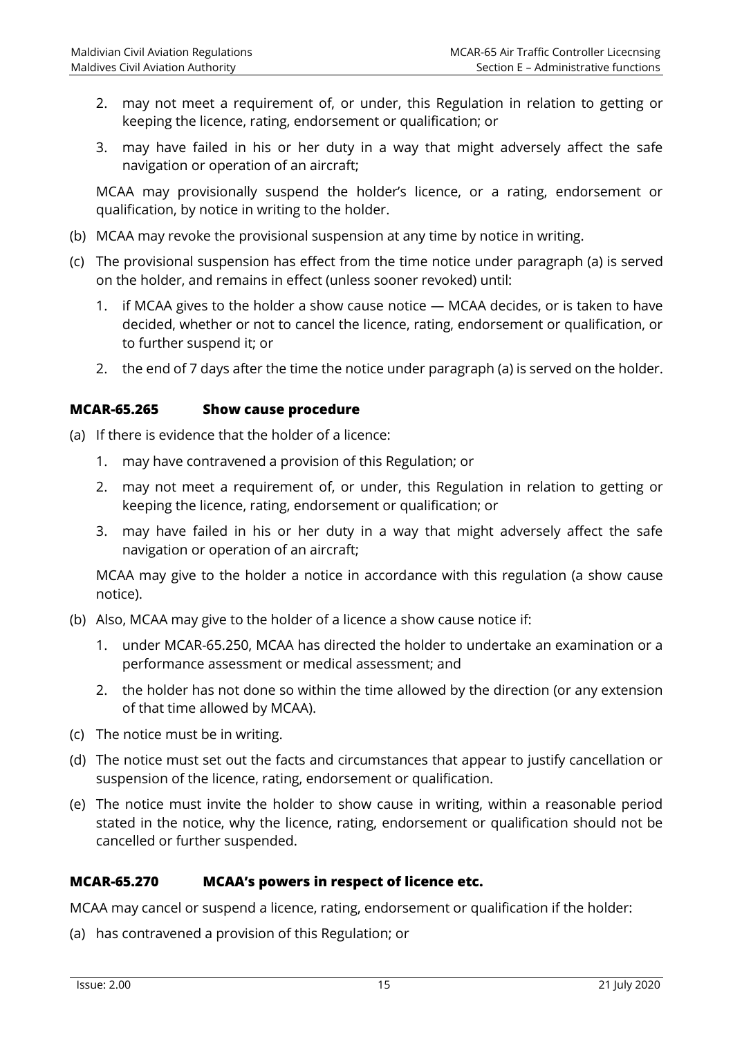2. may not meet a requirement of, or under, this Regulation in relation to getting or keeping the licence, rating, endorsement or qualification; or
3. may have failed in his or her duty in a way that might adversely affect the safe navigation or operation of an aircraft;

MCAA may provisionally suspend the holder's licence, or a rating, endorsement or qualification, by notice in writing to the holder.

(b) MCAA may revoke the provisional suspension at any time by notice in writing.

(c) The provisional suspension has effect from the time notice under paragraph (a) is served on the holder, and remains in effect (unless sooner revoked) until:

1. if MCAA gives to the holder a show cause notice — MCAA decides, or is taken to have decided, whether or not to cancel the licence, rating, endorsement or qualification, or to further suspend it; or
2. the end of 7 days after the time the notice under paragraph (a) is served on the holder.

### MCAR-65.265 Show cause procedure

(a) If there is evidence that the holder of a licence:

1. may have contravened a provision of this Regulation; or
2. may not meet a requirement of, or under, this Regulation in relation to getting or keeping the licence, rating, endorsement or qualification; or
3. may have failed in his or her duty in a way that might adversely affect the safe navigation or operation of an aircraft;

MCAA may give to the holder a notice in accordance with this regulation (a show cause notice).

(b) Also, MCAA may give to the holder of a licence a show cause notice if:

1. under MCAR-65.250, MCAA has directed the holder to undertake an examination or a performance assessment or medical assessment; and
2. the holder has not done so within the time allowed by the direction (or any extension of that time allowed by MCAA).

(c) The notice must be in writing.

(d) The notice must set out the facts and circumstances that appear to justify cancellation or suspension of the licence, rating, endorsement or qualification.

(e) The notice must invite the holder to show cause in writing, within a reasonable period stated in the notice, why the licence, rating, endorsement or qualification should not be cancelled or further suspended.

### MCAR-65.270 MCAA's powers in respect of licence etc.

MCAA may cancel or suspend a licence, rating, endorsement or qualification if the holder:

(a) has contravened a provision of this Regulation; or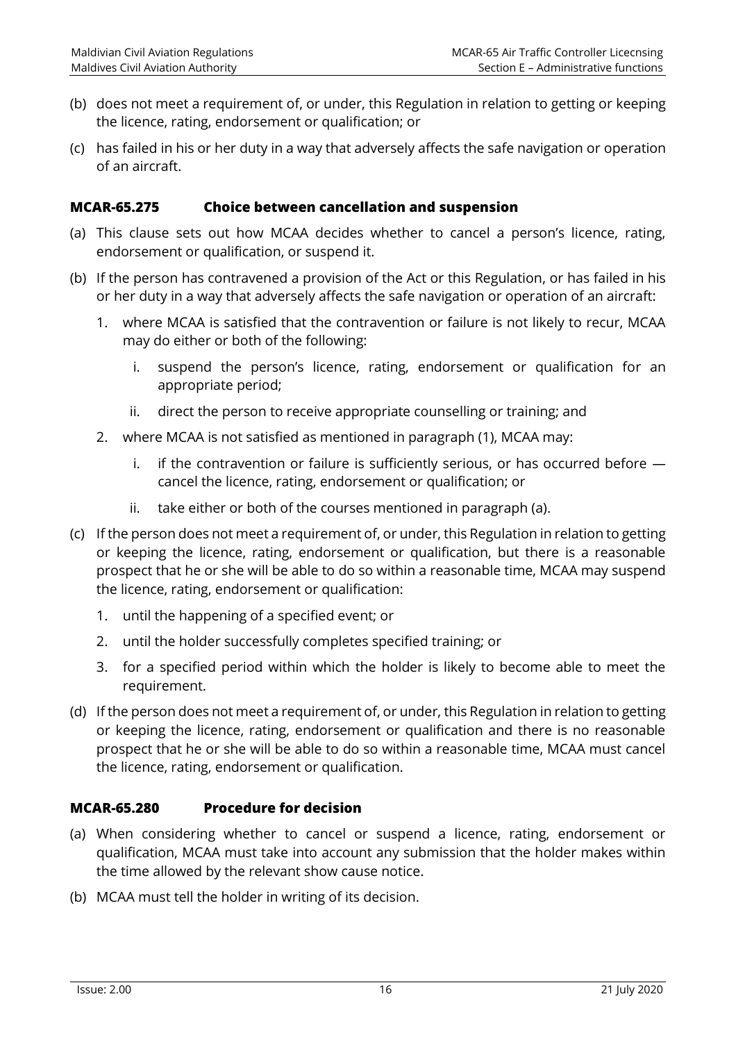(b) does not meet a requirement of, or under, this Regulation in relation to getting or keeping the licence, rating, endorsement or qualification; or

(c) has failed in his or her duty in a way that adversely affects the safe navigation or operation of an aircraft.

### MCAR-65.275 Choice between cancellation and suspension

(a) This clause sets out how MCAA decides whether to cancel a person's licence, rating, endorsement or qualification, or suspend it.

(b) If the person has contravened a provision of the Act or this Regulation, or has failed in his or her duty in a way that adversely affects the safe navigation or operation of an aircraft:

1. where MCAA is satisfied that the contravention or failure is not likely to recur, MCAA may do either or both of the following:
   i. suspend the person's licence, rating, endorsement or qualification for an appropriate period;
   ii. direct the person to receive appropriate counselling or training; and
2. where MCAA is not satisfied as mentioned in paragraph (1), MCAA may:
   i. if the contravention or failure is sufficiently serious, or has occurred before — cancel the licence, rating, endorsement or qualification; or
   ii. take either or both of the courses mentioned in paragraph (a).

(c) If the person does not meet a requirement of, or under, this Regulation in relation to getting or keeping the licence, rating, endorsement or qualification, but there is a reasonable prospect that he or she will be able to do so within a reasonable time, MCAA may suspend the licence, rating, endorsement or qualification:

1. until the happening of a specified event; or
2. until the holder successfully completes specified training; or
3. for a specified period within which the holder is likely to become able to meet the requirement.

(d) If the person does not meet a requirement of, or under, this Regulation in relation to getting or keeping the licence, rating, endorsement or qualification and there is no reasonable prospect that he or she will be able to do so within a reasonable time, MCAA must cancel the licence, rating, endorsement or qualification.

### MCAR-65.280 Procedure for decision

(a) When considering whether to cancel or suspend a licence, rating, endorsement or qualification, MCAA must take into account any submission that the holder makes within the time allowed by the relevant show cause notice.

(b) MCAA must tell the holder in writing of its decision.